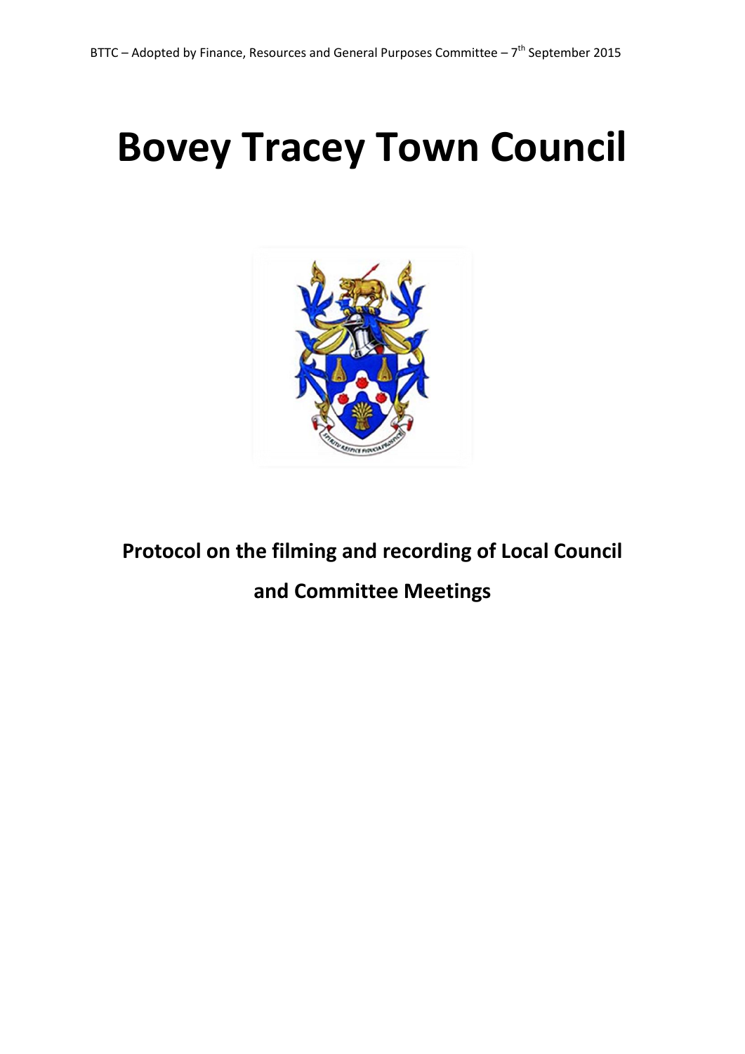# Bovey Tracey Town Council

**Protocol on the filming and recording of Local Council and Committee Meetings**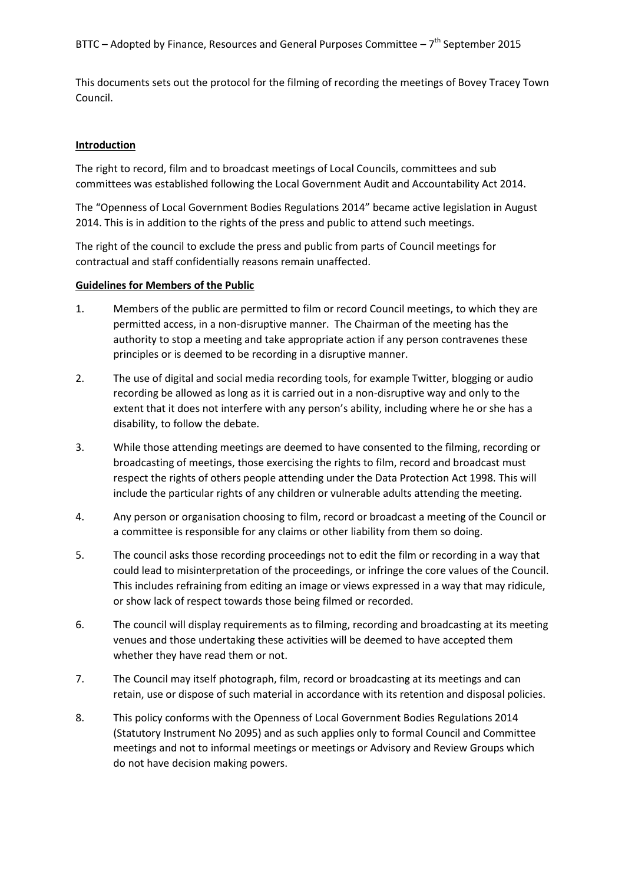This documents sets out the protocol for the filming of recording the meetings of Bovey Tracey Town Council.

**Introduction**

The right to record, film and to broadcast meetings of Local Councils, committees and sub committees was established following the Local Government Audit and Accountability Act 2014.

The "Openness of Local Government Bodies Regulations 2014" became active legislation in August 2014. This is in addition to the rights of the press and public to attend such meetings.

The right of the council to exclude the press and public from parts of Council meetings for contractual and staff confidentially reasons remain unaffected.

**Guidelines for Members of the Public**

1. Members of the public are permitted to film or record Council meetings, to which they are permitted access, in a non-disruptive manner. The Chairman of the meeting has the authority to stop a meeting and take appropriate action if any person contravenes these principles or is deemed to be recording in a disruptive manner.
2. The use of digital and social media recording tools, for example Twitter, blogging or audio recording be allowed as long as it is carried out in a non-disruptive way and only to the extent that it does not interfere with any person's ability, including where he or she has a disability, to follow the debate.
3. While those attending meetings are deemed to have consented to the filming, recording or broadcasting of meetings, those exercising the rights to film, record and broadcast must respect the rights of others people attending under the Data Protection Act 1998. This will include the particular rights of any children or vulnerable adults attending the meeting.
4. Any person or organisation choosing to film, record or broadcast a meeting of the Council or a committee is responsible for any claims or other liability from them so doing.
5. The council asks those recording proceedings not to edit the film or recording in a way that could lead to misinterpretation of the proceedings, or infringe the core values of the Council. This includes refraining from editing an image or views expressed in a way that may ridicule, or show lack of respect towards those being filmed or recorded.
6. The council will display requirements as to filming, recording and broadcasting at its meeting venues and those undertaking these activities will be deemed to have accepted them whether they have read them or not.
7. The Council may itself photograph, film, record or broadcasting at its meetings and can retain, use or dispose of such material in accordance with its retention and disposal policies.
8. This policy conforms with the Openness of Local Government Bodies Regulations 2014 (Statutory Instrument No 2095) and as such applies only to formal Council and Committee meetings and not to informal meetings or meetings or Advisory and Review Groups which do not have decision making powers.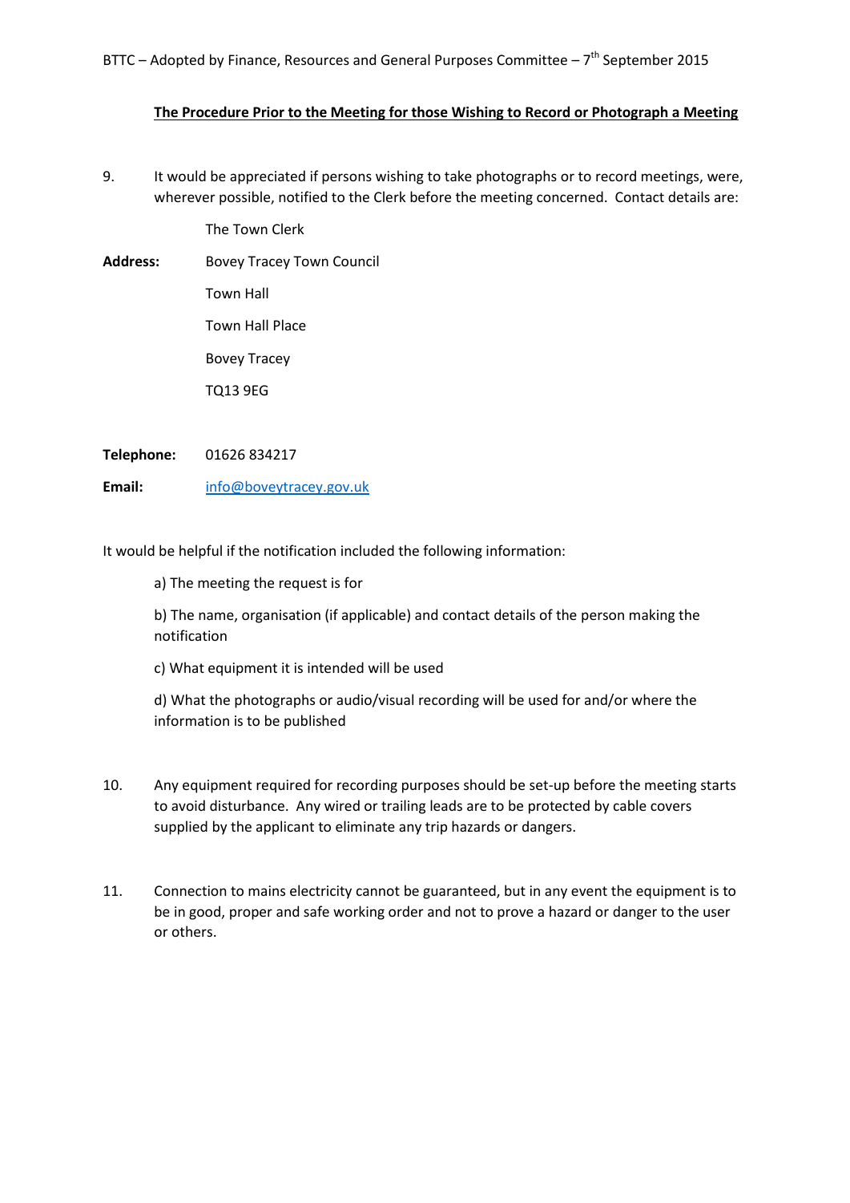## The Procedure Prior to the Meeting for those Wishing to Record or Photograph a Meeting

9. It would be appreciated if persons wishing to take photographs or to record meetings, were, wherever possible, notified to the Clerk before the meeting concerned. Contact details are:

The Town Clerk

**Address:** Bovey Tracey Town Council

Town Hall

Town Hall Place

Bovey Tracey

TQ13 9EG

**Telephone:** 01626 834217

**Email:** info@boveytracey.gov.uk

It would be helpful if the notification included the following information:

a) The meeting the request is for

b) The name, organisation (if applicable) and contact details of the person making the notification

c) What equipment it is intended will be used

d) What the photographs or audio/visual recording will be used for and/or where the information is to be published

10. Any equipment required for recording purposes should be set-up before the meeting starts to avoid disturbance. Any wired or trailing leads are to be protected by cable covers supplied by the applicant to eliminate any trip hazards or dangers.

11. Connection to mains electricity cannot be guaranteed, but in any event the equipment is to be in good, proper and safe working order and not to prove a hazard or danger to the user or others.